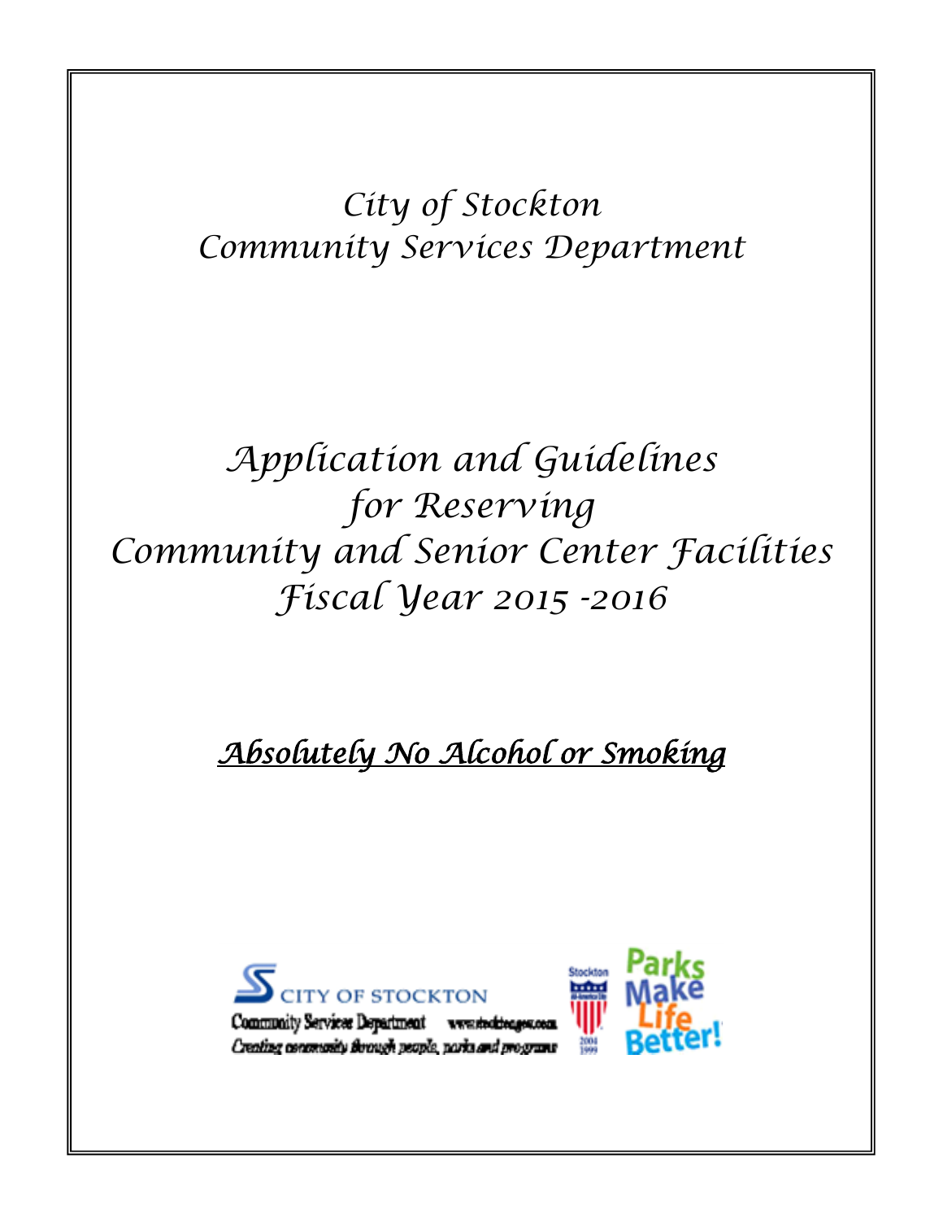# City of Stockton
# Community Services Department

# Application and Guidelines for Reserving Community and Senior Center Facilities Fiscal Year 2015 -2016

***Absolutely No Alcohol or Smoking***

CITY OF STOCKTON

Community Services Department www.stocktongov.com

*Creating community through people, parks and programs*

Parks Make Life Better!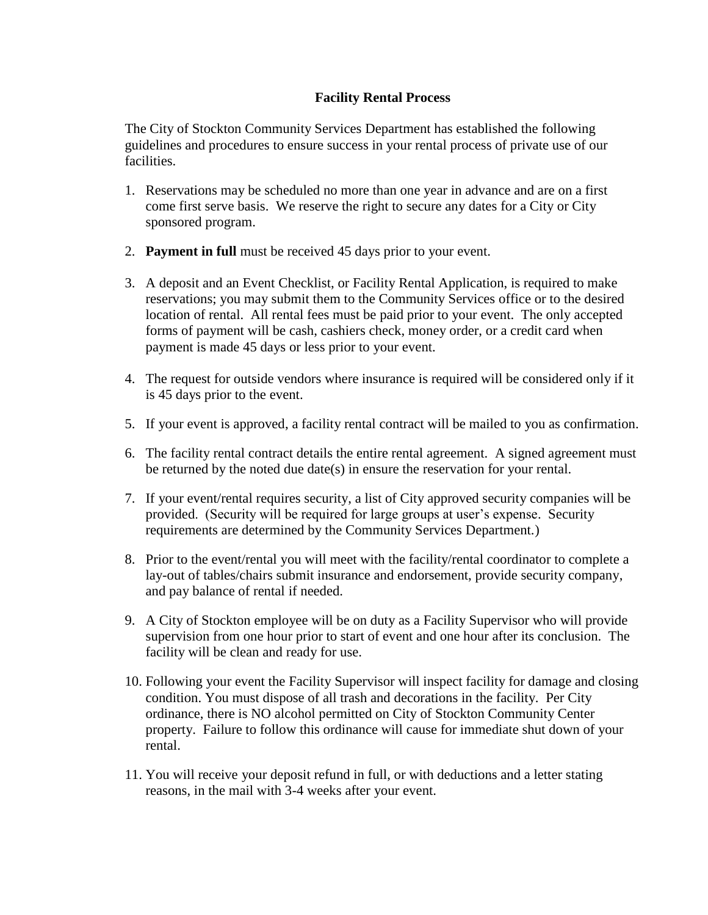## Facility Rental Process

The City of Stockton Community Services Department has established the following guidelines and procedures to ensure success in your rental process of private use of our facilities.

1. Reservations may be scheduled no more than one year in advance and are on a first come first serve basis. We reserve the right to secure any dates for a City or City sponsored program.

2. **Payment in full** must be received 45 days prior to your event.

3. A deposit and an Event Checklist, or Facility Rental Application, is required to make reservations; you may submit them to the Community Services office or to the desired location of rental. All rental fees must be paid prior to your event. The only accepted forms of payment will be cash, cashiers check, money order, or a credit card when payment is made 45 days or less prior to your event.

4. The request for outside vendors where insurance is required will be considered only if it is 45 days prior to the event.

5. If your event is approved, a facility rental contract will be mailed to you as confirmation.

6. The facility rental contract details the entire rental agreement. A signed agreement must be returned by the noted due date(s) in ensure the reservation for your rental.

7. If your event/rental requires security, a list of City approved security companies will be provided. (Security will be required for large groups at user's expense. Security requirements are determined by the Community Services Department.)

8. Prior to the event/rental you will meet with the facility/rental coordinator to complete a lay-out of tables/chairs submit insurance and endorsement, provide security company, and pay balance of rental if needed.

9. A City of Stockton employee will be on duty as a Facility Supervisor who will provide supervision from one hour prior to start of event and one hour after its conclusion. The facility will be clean and ready for use.

10. Following your event the Facility Supervisor will inspect facility for damage and closing condition. You must dispose of all trash and decorations in the facility. Per City ordinance, there is NO alcohol permitted on City of Stockton Community Center property. Failure to follow this ordinance will cause for immediate shut down of your rental.

11. You will receive your deposit refund in full, or with deductions and a letter stating reasons, in the mail with 3-4 weeks after your event.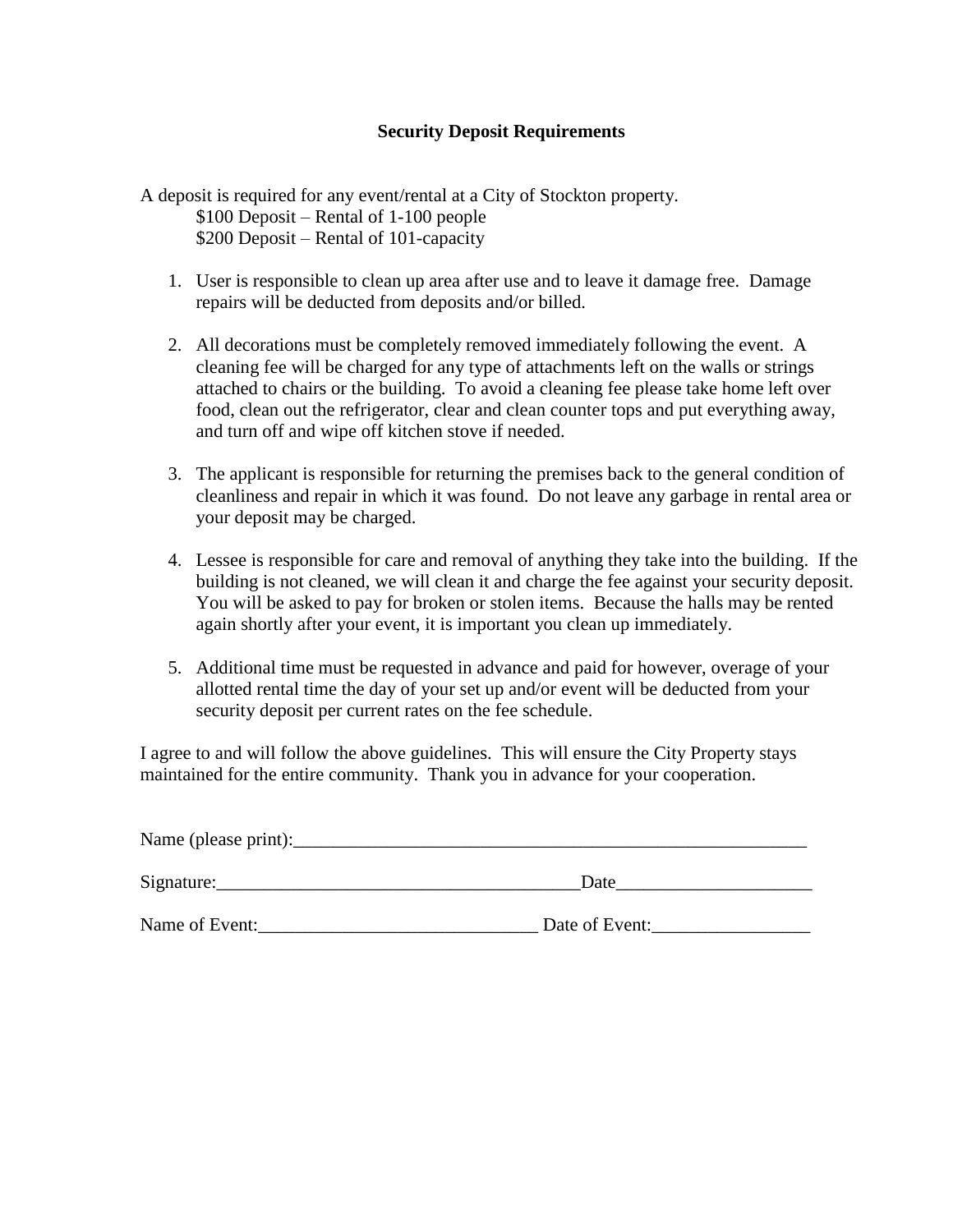# Security Deposit Requirements

A deposit is required for any event/rental at a City of Stockton property.

$100 Deposit – Rental of 1-100 people
$200 Deposit – Rental of 101-capacity

1. User is responsible to clean up area after use and to leave it damage free. Damage repairs will be deducted from deposits and/or billed.

2. All decorations must be completely removed immediately following the event. A cleaning fee will be charged for any type of attachments left on the walls or strings attached to chairs or the building. To avoid a cleaning fee please take home left over food, clean out the refrigerator, clear and clean counter tops and put everything away, and turn off and wipe off kitchen stove if needed.

3. The applicant is responsible for returning the premises back to the general condition of cleanliness and repair in which it was found. Do not leave any garbage in rental area or your deposit may be charged.

4. Lessee is responsible for care and removal of anything they take into the building. If the building is not cleaned, we will clean it and charge the fee against your security deposit. You will be asked to pay for broken or stolen items. Because the halls may be rented again shortly after your event, it is important you clean up immediately.

5. Additional time must be requested in advance and paid for however, overage of your allotted rental time the day of your set up and/or event will be deducted from your security deposit per current rates on the fee schedule.

I agree to and will follow the above guidelines. This will ensure the City Property stays maintained for the entire community. Thank you in advance for your cooperation.

Name (please print):___________________________________________________________

Signature:_______________________________________Date_____________________

Name of Event:______________________________ Date of Event:_________________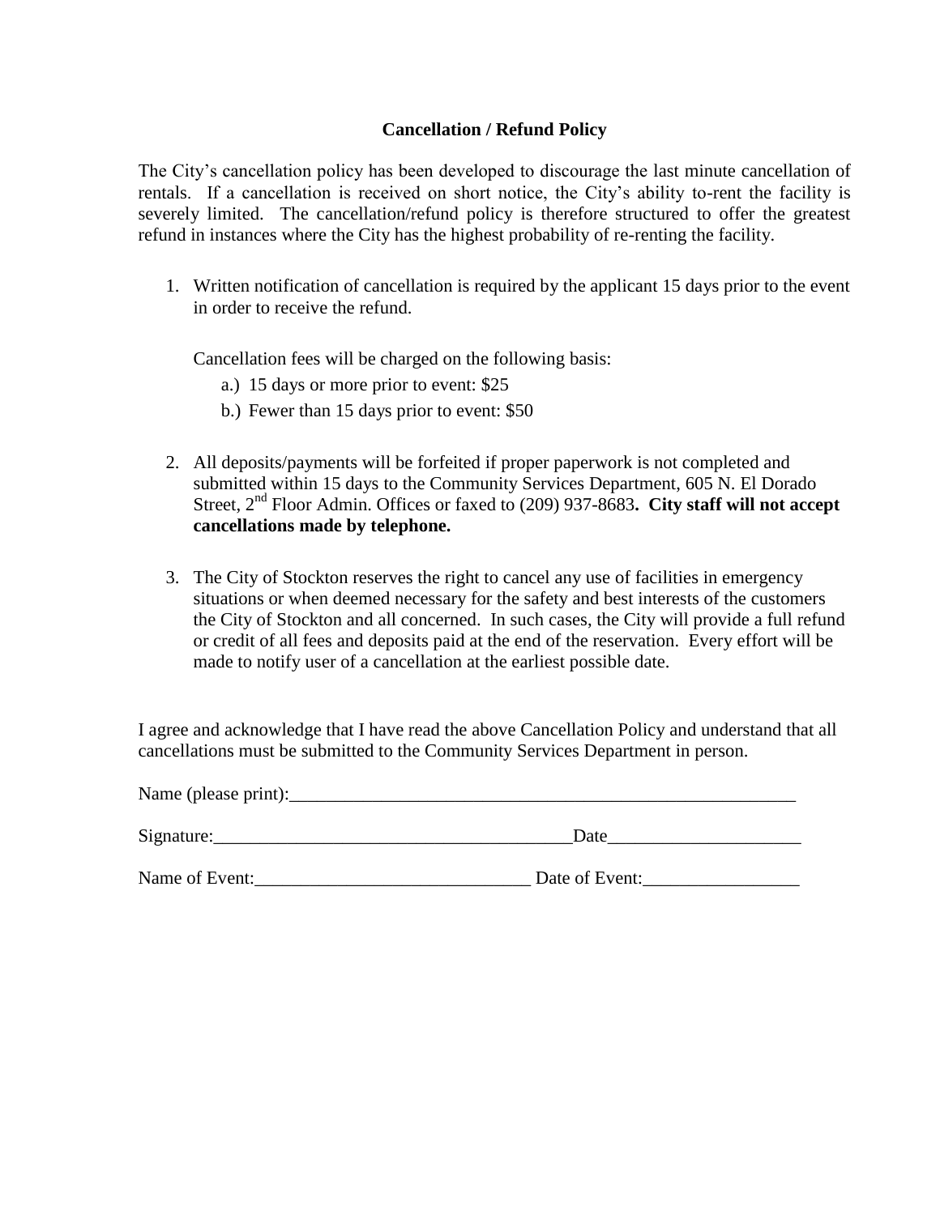## Cancellation / Refund Policy

The City's cancellation policy has been developed to discourage the last minute cancellation of rentals. If a cancellation is received on short notice, the City's ability to-rent the facility is severely limited. The cancellation/refund policy is therefore structured to offer the greatest refund in instances where the City has the highest probability of re-renting the facility.

1. Written notification of cancellation is required by the applicant 15 days prior to the event in order to receive the refund.

   Cancellation fees will be charged on the following basis:
   a.) 15 days or more prior to event: $25
   b.) Fewer than 15 days prior to event: $50

2. All deposits/payments will be forfeited if proper paperwork is not completed and submitted within 15 days to the Community Services Department, 605 N. El Dorado Street, 2nd Floor Admin. Offices or faxed to (209) 937-8683**. City staff will not accept cancellations made by telephone.**

3. The City of Stockton reserves the right to cancel any use of facilities in emergency situations or when deemed necessary for the safety and best interests of the customers the City of Stockton and all concerned. In such cases, the City will provide a full refund or credit of all fees and deposits paid at the end of the reservation. Every effort will be made to notify user of a cancellation at the earliest possible date.

I agree and acknowledge that I have read the above Cancellation Policy and understand that all cancellations must be submitted to the Community Services Department in person.

Name (please print):___________________________________________________________

Signature:_______________________________________Date_____________________

Name of Event:______________________________ Date of Event:_________________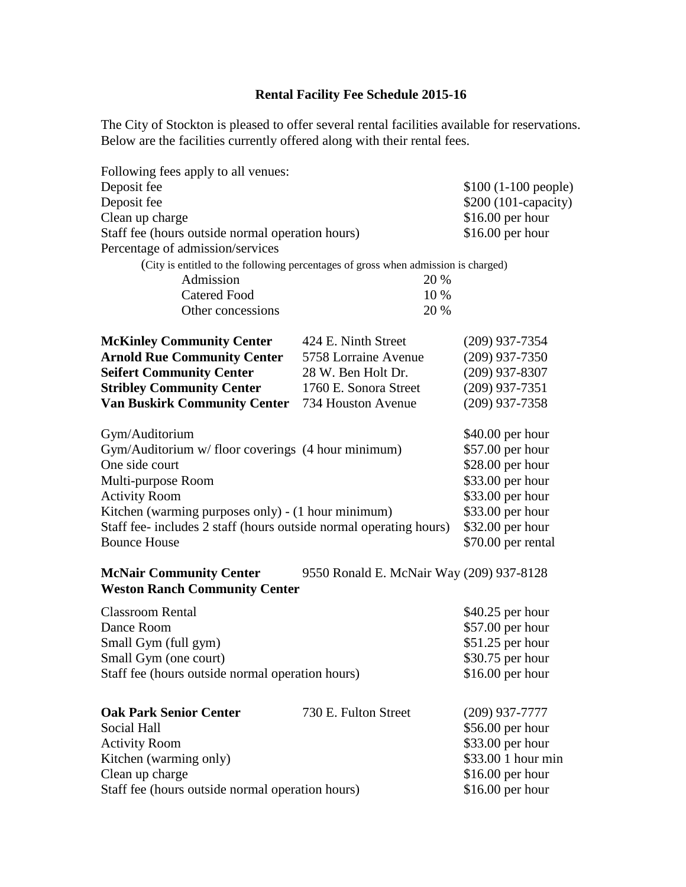# Rental Facility Fee Schedule 2015-16

The City of Stockton is pleased to offer several rental facilities available for reservations. Below are the facilities currently offered along with their rental fees.

Following fees apply to all venues:

| | |
|---|---|
| Deposit fee | $100 (1-100 people) |
| Deposit fee | $200 (101-capacity) |
| Clean up charge | $16.00 per hour |
| Staff fee (hours outside normal operation hours) | $16.00 per hour |
| Percentage of admission/services | |

(City is entitled to the following percentages of gross when admission is charged)

| | |
|---|---|
| Admission | 20 % |
| Catered Food | 10 % |
| Other concessions | 20 % |

| | | |
|---|---|---|
| **McKinley Community Center** | 424 E. Ninth Street | (209) 937-7354 |
| **Arnold Rue Community Center** | 5758 Lorraine Avenue | (209) 937-7350 |
| **Seifert Community Center** | 28 W. Ben Holt Dr. | (209) 937-8307 |
| **Stribley Community Center** | 1760 E. Sonora Street | (209) 937-7351 |
| **Van Buskirk Community Center** | 734 Houston Avenue | (209) 937-7358 |

| | |
|---|---|
| Gym/Auditorium | $40.00 per hour |
| Gym/Auditorium w/ floor coverings (4 hour minimum) | $57.00 per hour |
| One side court | $28.00 per hour |
| Multi-purpose Room | $33.00 per hour |
| Activity Room | $33.00 per hour |
| Kitchen (warming purposes only) - (1 hour minimum) | $33.00 per hour |
| Staff fee- includes 2 staff (hours outside normal operating hours) | $32.00 per hour |
| Bounce House | $70.00 per rental |

**McNair Community Center** 9550 Ronald E. McNair Way (209) 937-8128
**Weston Ranch Community Center**

| | |
|---|---|
| Classroom Rental | $40.25 per hour |
| Dance Room | $57.00 per hour |
| Small Gym (full gym) | $51.25 per hour |
| Small Gym (one court) | $30.75 per hour |
| Staff fee (hours outside normal operation hours) | $16.00 per hour |

**Oak Park Senior Center** 730 E. Fulton Street (209) 937-7777

| | |
|---|---|
| Social Hall | $56.00 per hour |
| Activity Room | $33.00 per hour |
| Kitchen (warming only) | $33.00 1 hour min |
| Clean up charge | $16.00 per hour |
| Staff fee (hours outside normal operation hours) | $16.00 per hour |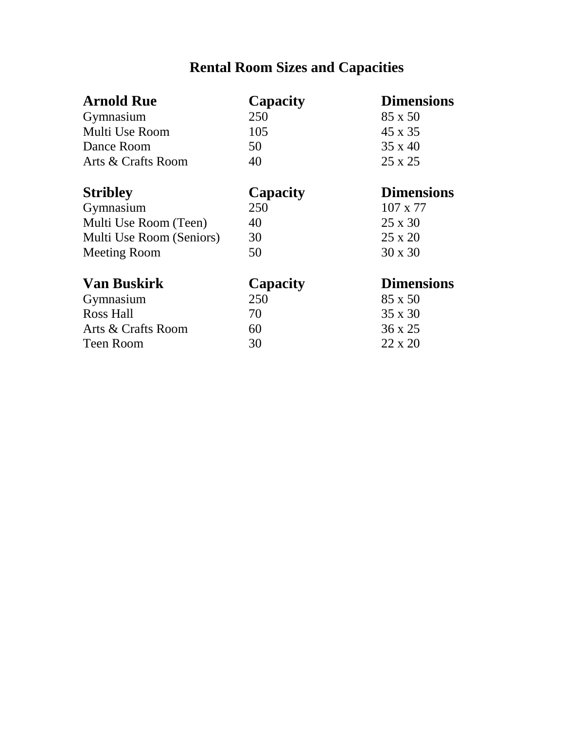# Rental Room Sizes and Capacities

| Arnold Rue | Capacity | Dimensions |
|---|---|---|
| Gymnasium | 250 | 85 x 50 |
| Multi Use Room | 105 | 45 x 35 |
| Dance Room | 50 | 35 x 40 |
| Arts & Crafts Room | 40 | 25 x 25 |

| Stribley | Capacity | Dimensions |
|---|---|---|
| Gymnasium | 250 | 107 x 77 |
| Multi Use Room (Teen) | 40 | 25 x 30 |
| Multi Use Room (Seniors) | 30 | 25 x 20 |
| Meeting Room | 50 | 30 x 30 |

| Van Buskirk | Capacity | Dimensions |
|---|---|---|
| Gymnasium | 250 | 85 x 50 |
| Ross Hall | 70 | 35 x 30 |
| Arts & Crafts Room | 60 | 36 x 25 |
| Teen Room | 30 | 22 x 20 |